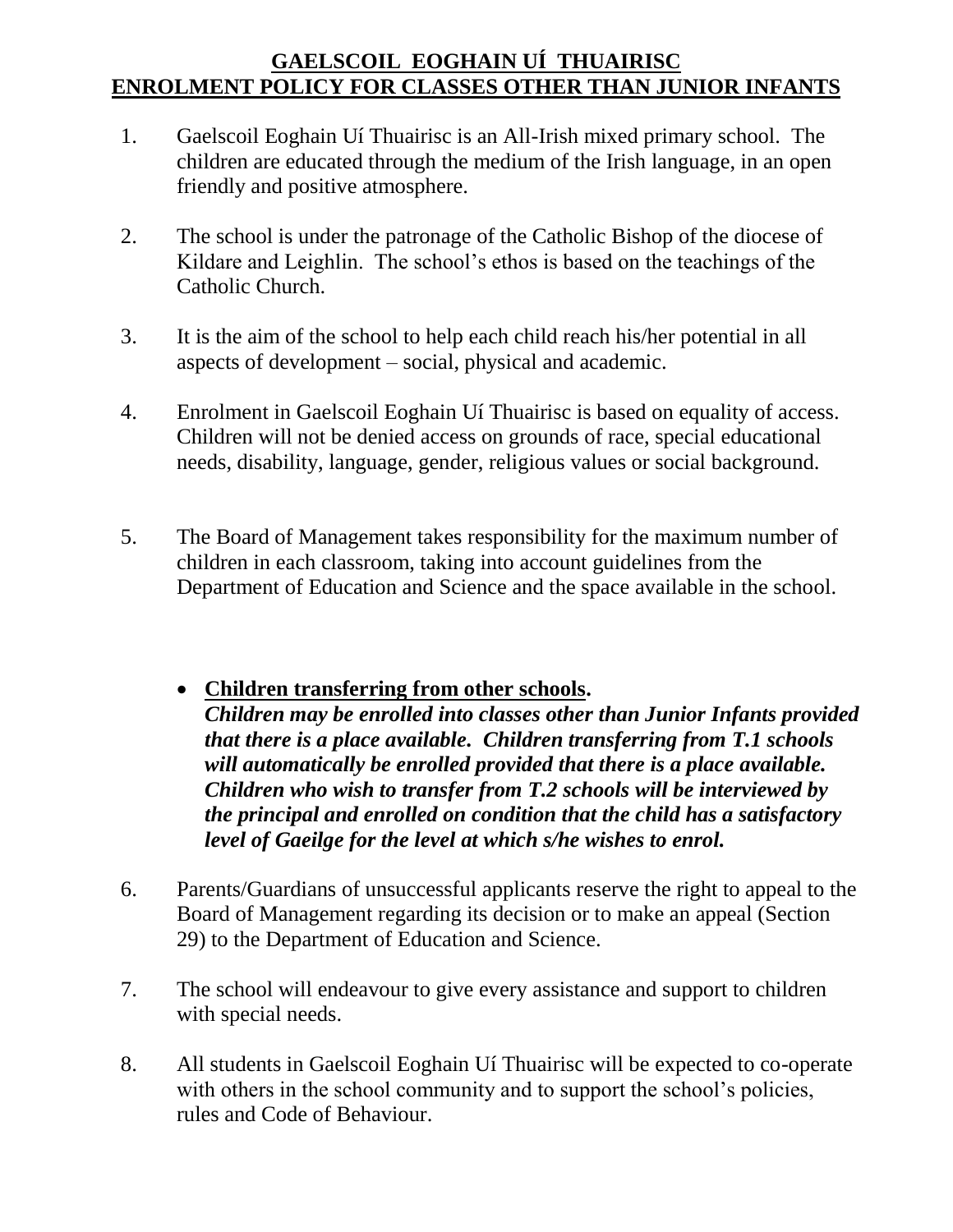# GAELSCOIL EOGHAIN UÍ THUAIRISC
# ENROLMENT POLICY FOR CLASSES OTHER THAN JUNIOR INFANTS

1. Gaelscoil Eoghain Uí Thuairisc is an All-Irish mixed primary school. The children are educated through the medium of the Irish language, in an open friendly and positive atmosphere.

2. The school is under the patronage of the Catholic Bishop of the diocese of Kildare and Leighlin. The school's ethos is based on the teachings of the Catholic Church.

3. It is the aim of the school to help each child reach his/her potential in all aspects of development – social, physical and academic.

4. Enrolment in Gaelscoil Eoghain Uí Thuairisc is based on equality of access. Children will not be denied access on grounds of race, special educational needs, disability, language, gender, religious values or social background.

5. The Board of Management takes responsibility for the maximum number of children in each classroom, taking into account guidelines from the Department of Education and Science and the space available in the school.

   - **Children transferring from other schools.**
     ***Children may be enrolled into classes other than Junior Infants provided that there is a place available. Children transferring from T.1 schools will automatically be enrolled provided that there is a place available. Children who wish to transfer from T.2 schools will be interviewed by the principal and enrolled on condition that the child has a satisfactory level of Gaeilge for the level at which s/he wishes to enrol.***

6. Parents/Guardians of unsuccessful applicants reserve the right to appeal to the Board of Management regarding its decision or to make an appeal (Section 29) to the Department of Education and Science.

7. The school will endeavour to give every assistance and support to children with special needs.

8. All students in Gaelscoil Eoghain Uí Thuairisc will be expected to co-operate with others in the school community and to support the school's policies, rules and Code of Behaviour.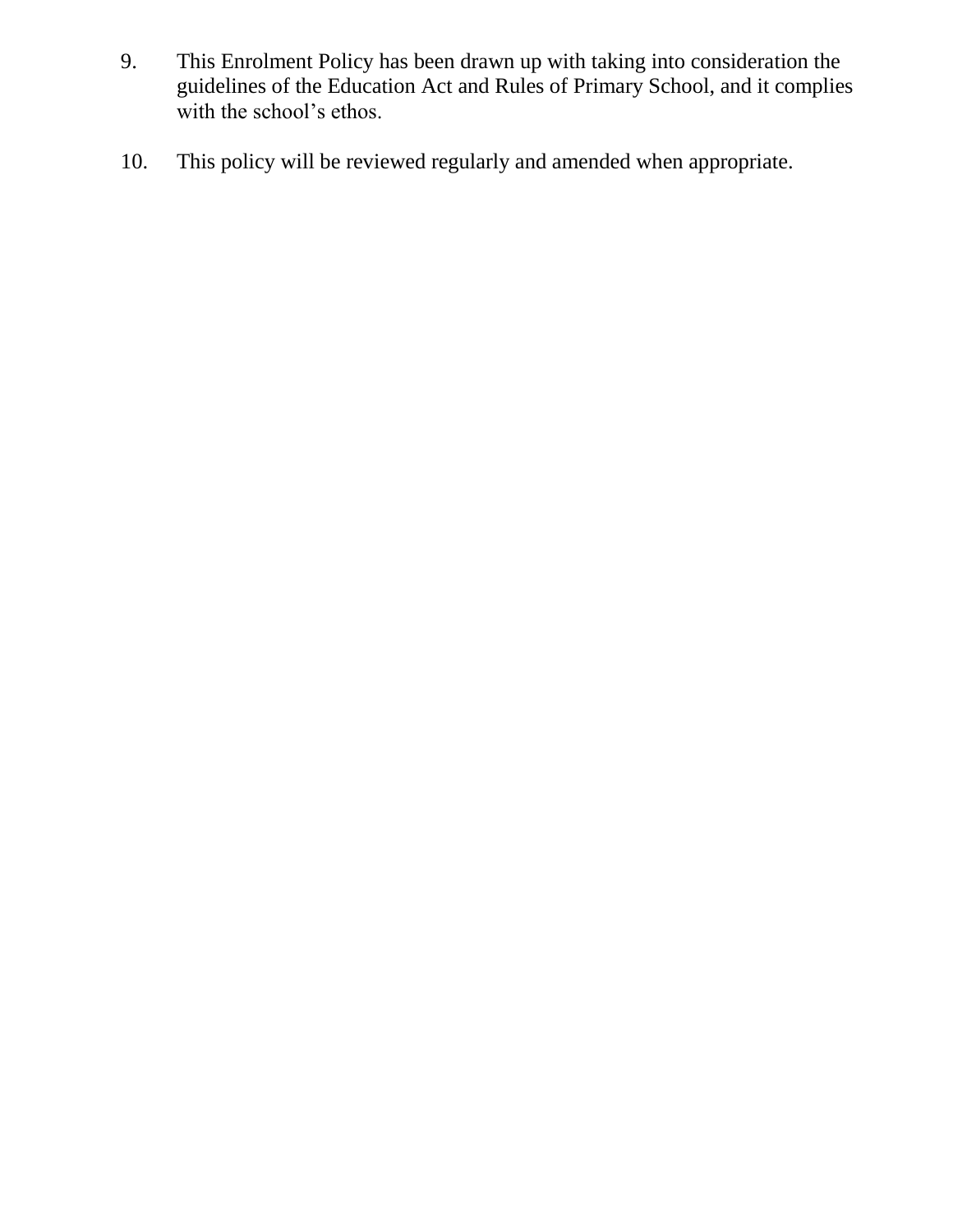9. This Enrolment Policy has been drawn up with taking into consideration the guidelines of the Education Act and Rules of Primary School, and it complies with the school's ethos.

10. This policy will be reviewed regularly and amended when appropriate.